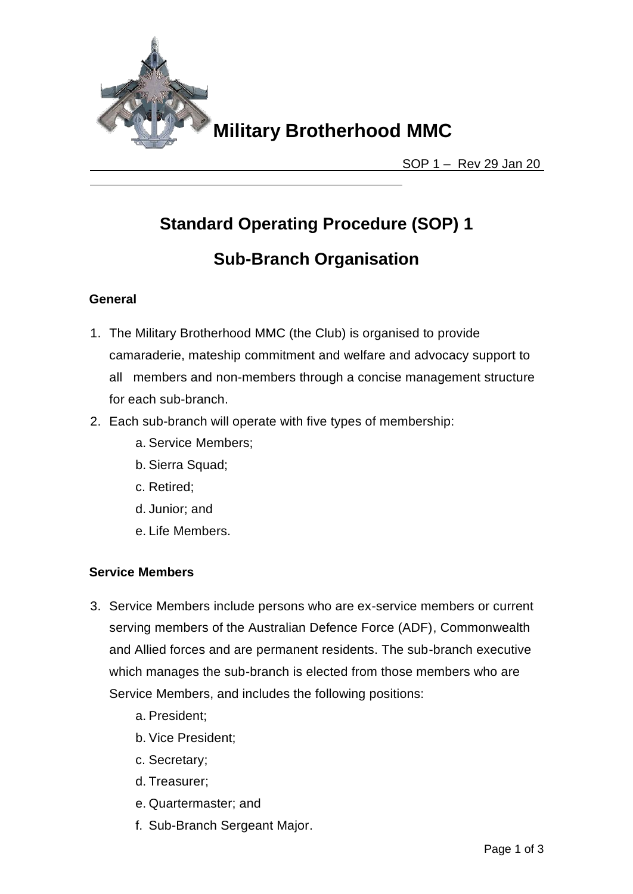# Military Brotherhood MMC

SOP 1 – Rev 29 Jan 20

## Standard Operating Procedure (SOP) 1

## Sub-Branch Organisation

### General

1. The Military Brotherhood MMC (the Club) is organised to provide camaraderie, mateship commitment and welfare and advocacy support to all members and non-members through a concise management structure for each sub-branch.
2. Each sub-branch will operate with five types of membership:
   a. Service Members;
   b. Sierra Squad;
   c. Retired;
   d. Junior; and
   e. Life Members.

### Service Members

3. Service Members include persons who are ex-service members or current serving members of the Australian Defence Force (ADF), Commonwealth and Allied forces and are permanent residents. The sub-branch executive which manages the sub-branch is elected from those members who are Service Members, and includes the following positions:
   a. President;
   b. Vice President;
   c. Secretary;
   d. Treasurer;
   e. Quartermaster; and
   f. Sub-Branch Sergeant Major.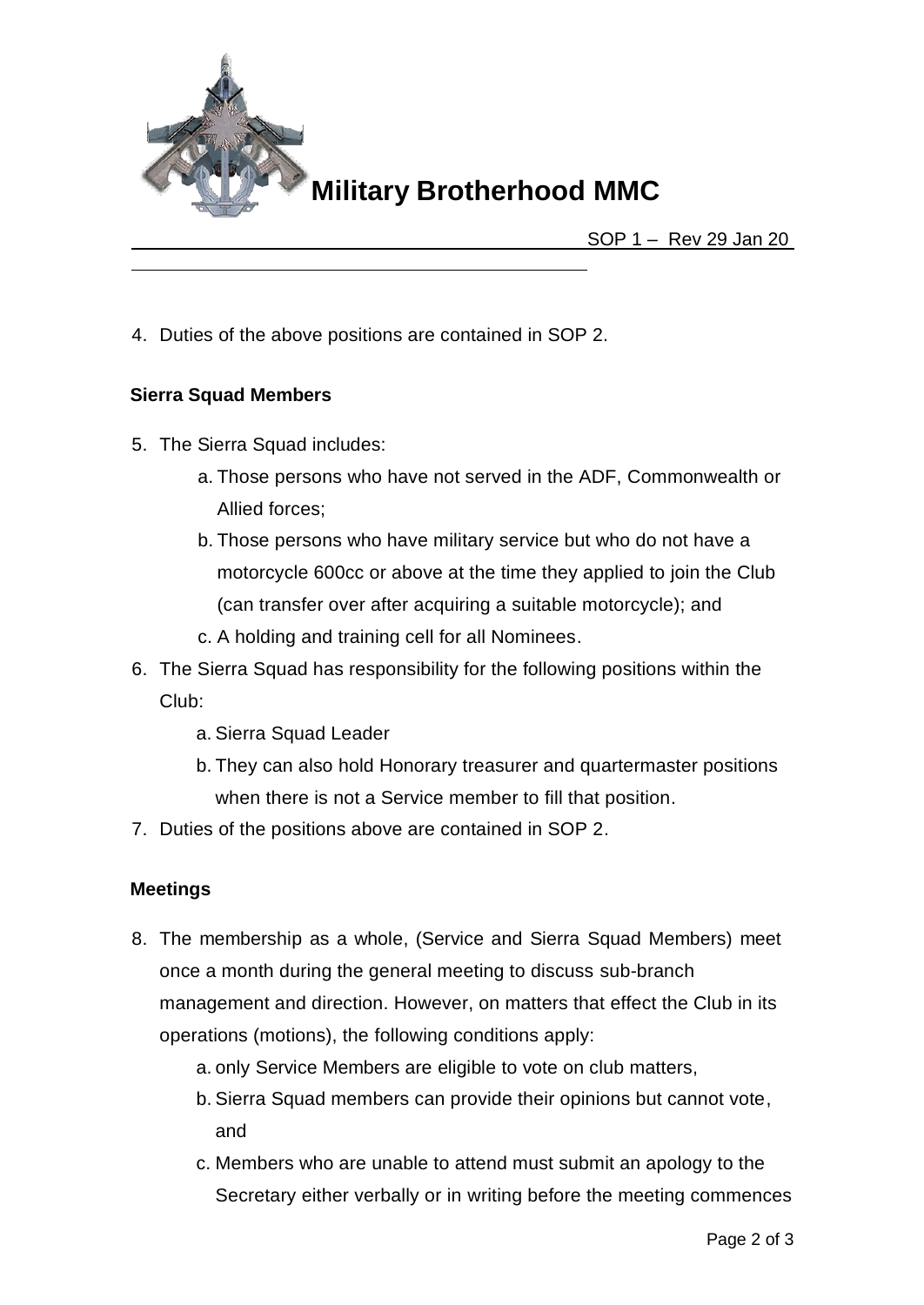4. Duties of the above positions are contained in SOP 2.

**Sierra Squad Members**

5. The Sierra Squad includes:
    a. Those persons who have not served in the ADF, Commonwealth or Allied forces;
    b. Those persons who have military service but who do not have a motorcycle 600cc or above at the time they applied to join the Club (can transfer over after acquiring a suitable motorcycle); and
    c. A holding and training cell for all Nominees.
6. The Sierra Squad has responsibility for the following positions within the Club:
    a. Sierra Squad Leader
    b. They can also hold Honorary treasurer and quartermaster positions when there is not a Service member to fill that position.
7. Duties of the positions above are contained in SOP 2.

**Meetings**

8. The membership as a whole, (Service and Sierra Squad Members) meet once a month during the general meeting to discuss sub-branch management and direction. However, on matters that effect the Club in its operations (motions), the following conditions apply:
    a. only Service Members are eligible to vote on club matters,
    b. Sierra Squad members can provide their opinions but cannot vote, and
    c. Members who are unable to attend must submit an apology to the Secretary either verbally or in writing before the meeting commences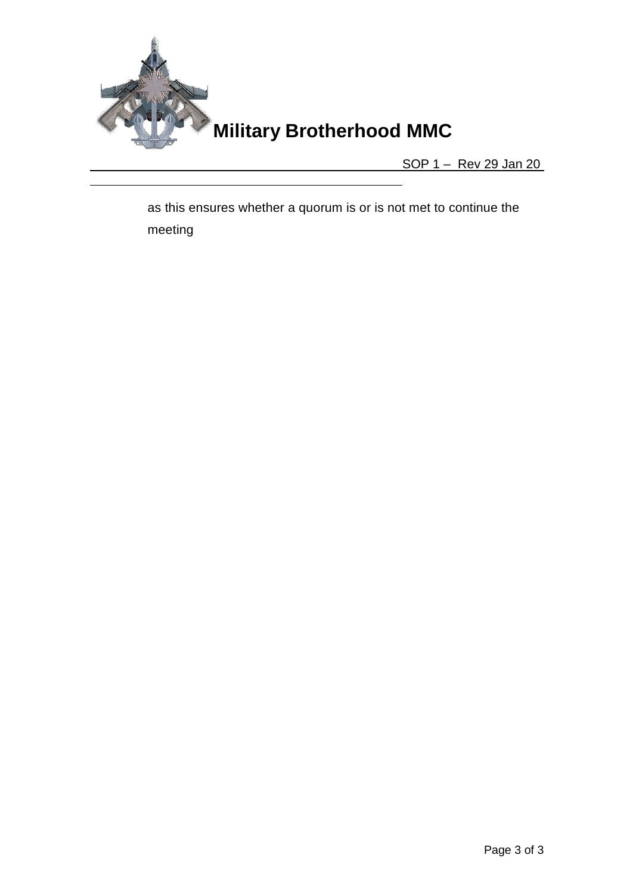as this ensures whether a quorum is or is not met to continue the meeting